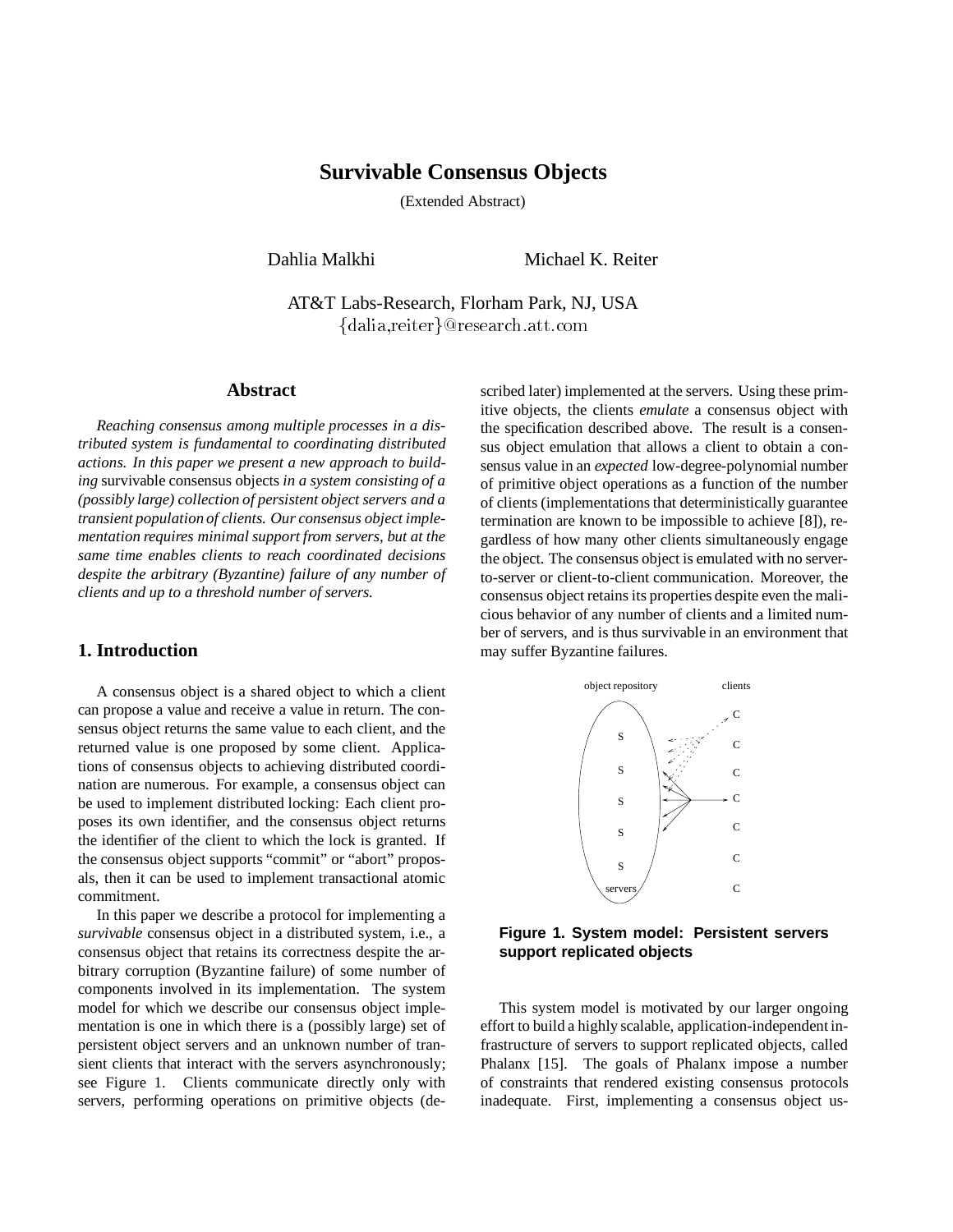# Survivable Consensus Objects

(Extended Abstract)

Dahlia Malkhi Michael K. Reiter

AT&T Labs-Research, Florham Park, NJ, USA
{dalia,reiter}@research.att.com

## Abstract

*Reaching consensus among multiple processes in a distributed system is fundamental to coordinating distributed actions. In this paper we present a new approach to building* survivable consensus objects *in a system consisting of a (possibly large) collection of persistent object servers and a transient population of clients. Our consensus object implementation requires minimal support from servers, but at the same time enables clients to reach coordinated decisions despite the arbitrary (Byzantine) failure of any number of clients and up to a threshold number of servers.*

## 1. Introduction

A consensus object is a shared object to which a client can propose a value and receive a value in return. The consensus object returns the same value to each client, and the returned value is one proposed by some client. Applications of consensus objects to achieving distributed coordination are numerous. For example, a consensus object can be used to implement distributed locking: Each client proposes its own identifier, and the consensus object returns the identifier of the client to which the lock is granted. If the consensus object supports "commit" or "abort" proposals, then it can be used to implement transactional atomic commitment.

In this paper we describe a protocol for implementing a *survivable* consensus object in a distributed system, i.e., a consensus object that retains its correctness despite the arbitrary corruption (Byzantine failure) of some number of components involved in its implementation. The system model for which we describe our consensus object implementation is one in which there is a (possibly large) set of persistent object servers and an unknown number of transient clients that interact with the servers asynchronously; see Figure 1. Clients communicate directly only with servers, performing operations on primitive objects (described later) implemented at the servers. Using these primitive objects, the clients *emulate* a consensus object with the specification described above. The result is a consensus object emulation that allows a client to obtain a consensus value in an *expected* low-degree-polynomial number of primitive object operations as a function of the number of clients (implementations that deterministically guarantee termination are known to be impossible to achieve [8]), regardless of how many other clients simultaneously engage the object. The consensus object is emulated with no server-to-server or client-to-client communication. Moreover, the consensus object retains its properties despite even the malicious behavior of any number of clients and a limited number of servers, and is thus survivable in an environment that may suffer Byzantine failures.

**Figure 1. System model: Persistent servers support replicated objects**

This system model is motivated by our larger ongoing effort to build a highly scalable, application-independent infrastructure of servers to support replicated objects, called Phalanx [15]. The goals of Phalanx impose a number of constraints that rendered existing consensus protocols inadequate. First, implementing a consensus object us-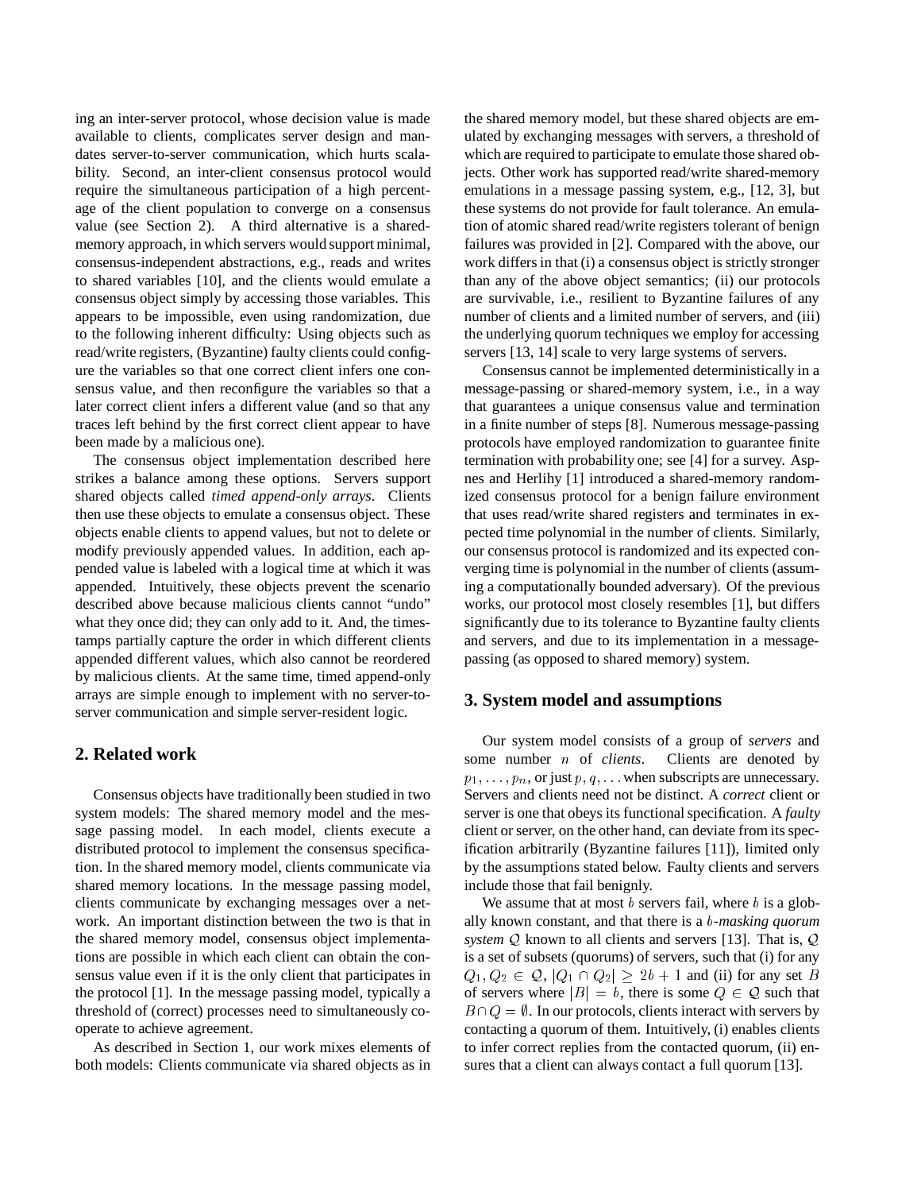ing an inter-server protocol, whose decision value is made available to clients, complicates server design and mandates server-to-server communication, which hurts scalability. Second, an inter-client consensus protocol would require the simultaneous participation of a high percentage of the client population to converge on a consensus value (see Section 2). A third alternative is a shared-memory approach, in which servers would support minimal, consensus-independent abstractions, e.g., reads and writes to shared variables [10], and the clients would emulate a consensus object simply by accessing those variables. This appears to be impossible, even using randomization, due to the following inherent difficulty: Using objects such as read/write registers, (Byzantine) faulty clients could configure the variables so that one correct client infers one consensus value, and then reconfigure the variables so that a later correct client infers a different value (and so that any traces left behind by the first correct client appear to have been made by a malicious one).

The consensus object implementation described here strikes a balance among these options. Servers support shared objects called *timed append-only arrays*. Clients then use these objects to emulate a consensus object. These objects enable clients to append values, but not to delete or modify previously appended values. In addition, each appended value is labeled with a logical time at which it was appended. Intuitively, these objects prevent the scenario described above because malicious clients cannot "undo" what they once did; they can only add to it. And, the timestamps partially capture the order in which different clients appended different values, which also cannot be reordered by malicious clients. At the same time, timed append-only arrays are simple enough to implement with no server-to-server communication and simple server-resident logic.

## 2. Related work

Consensus objects have traditionally been studied in two system models: The shared memory model and the message passing model. In each model, clients execute a distributed protocol to implement the consensus specification. In the shared memory model, clients communicate via shared memory locations. In the message passing model, clients communicate by exchanging messages over a network. An important distinction between the two is that in the shared memory model, consensus object implementations are possible in which each client can obtain the consensus value even if it is the only client that participates in the protocol [1]. In the message passing model, typically a threshold of (correct) processes need to simultaneously cooperate to achieve agreement.

As described in Section 1, our work mixes elements of both models: Clients communicate via shared objects as in the shared memory model, but these shared objects are emulated by exchanging messages with servers, a threshold of which are required to participate to emulate those shared objects. Other work has supported read/write shared-memory emulations in a message passing system, e.g., [12, 3], but these systems do not provide for fault tolerance. An emulation of atomic shared read/write registers tolerant of benign failures was provided in [2]. Compared with the above, our work differs in that (i) a consensus object is strictly stronger than any of the above object semantics; (ii) our protocols are survivable, i.e., resilient to Byzantine failures of any number of clients and a limited number of servers, and (iii) the underlying quorum techniques we employ for accessing servers [13, 14] scale to very large systems of servers.

Consensus cannot be implemented deterministically in a message-passing or shared-memory system, i.e., in a way that guarantees a unique consensus value and termination in a finite number of steps [8]. Numerous message-passing protocols have employed randomization to guarantee finite termination with probability one; see [4] for a survey. Aspnes and Herlihy [1] introduced a shared-memory randomized consensus protocol for a benign failure environment that uses read/write shared registers and terminates in expected time polynomial in the number of clients. Similarly, our consensus protocol is randomized and its expected converging time is polynomial in the number of clients (assuming a computationally bounded adversary). Of the previous works, our protocol most closely resembles [1], but differs significantly due to its tolerance to Byzantine faulty clients and servers, and due to its implementation in a message-passing (as opposed to shared memory) system.

## 3. System model and assumptions

Our system model consists of a group of *servers* and some number $n$ of *clients*. Clients are denoted by $p_1, \ldots, p_n$, or just $p, q, \ldots$ when subscripts are unnecessary. Servers and clients need not be distinct. A *correct* client or server is one that obeys its functional specification. A *faulty* client or server, on the other hand, can deviate from its specification arbitrarily (Byzantine failures [11]), limited only by the assumptions stated below. Faulty clients and servers include those that fail benignly.

We assume that at most $b$ servers fail, where $b$ is a globally known constant, and that there is a $b$*-masking quorum system* $\mathcal{Q}$ known to all clients and servers [13]. That is, $\mathcal{Q}$ is a set of subsets (quorums) of servers, such that (i) for any $Q_1, Q_2 \in \mathcal{Q}$, $|Q_1 \cap Q_2| \geq 2b + 1$ and (ii) for any set $B$ of servers where $|B| = b$, there is some $Q \in \mathcal{Q}$ such that $B \cap Q = \emptyset$. In our protocols, clients interact with servers by contacting a quorum of them. Intuitively, (i) enables clients to infer correct replies from the contacted quorum, (ii) ensures that a client can always contact a full quorum [13].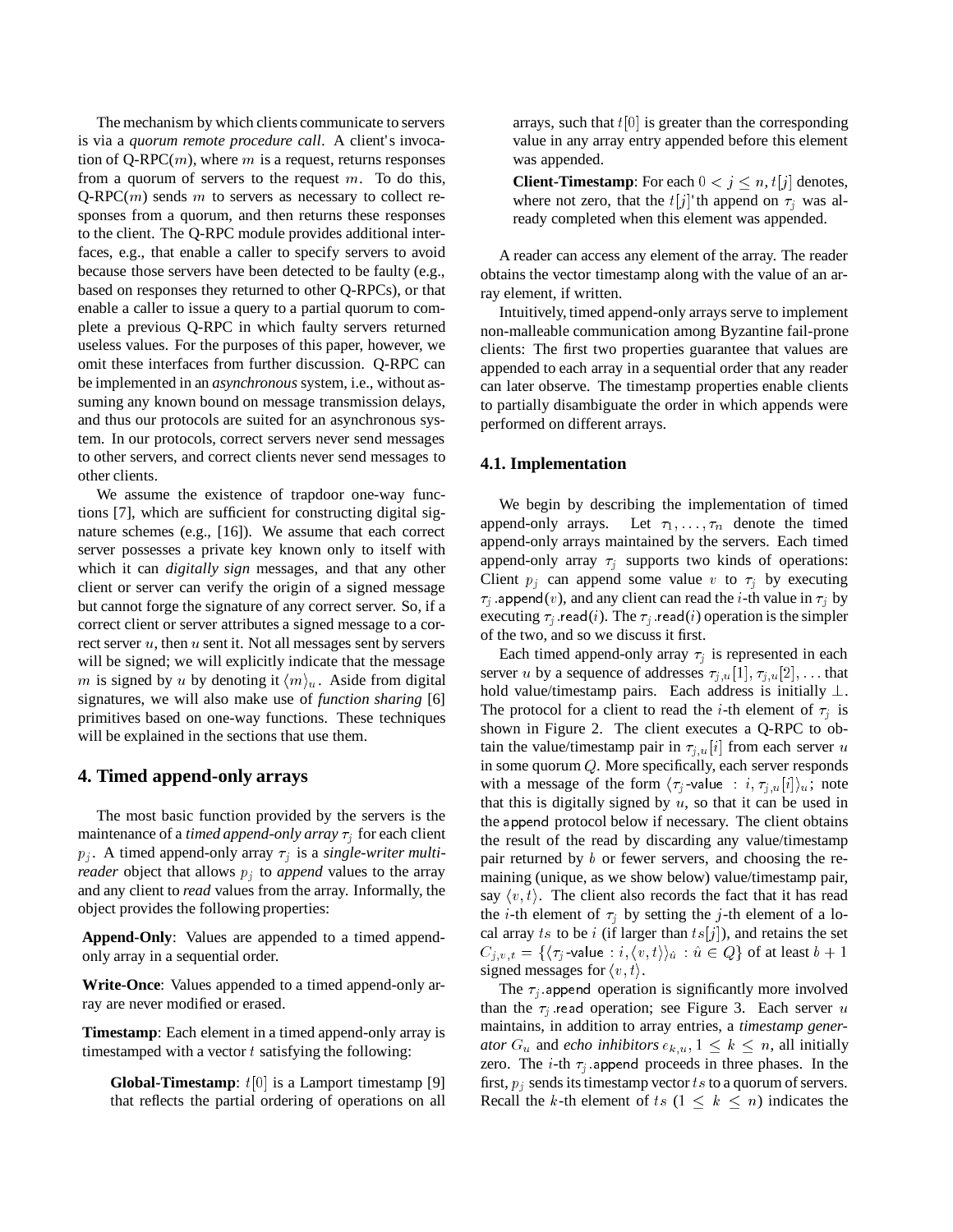The mechanism by which clients communicate to servers is via a *quorum remote procedure call*. A client's invocation of Q-RPC($m$), where $m$ is a request, returns responses from a quorum of servers to the request $m$. To do this, Q-RPC($m$) sends $m$ to servers as necessary to collect responses from a quorum, and then returns these responses to the client. The Q-RPC module provides additional interfaces, e.g., that enable a caller to specify servers to avoid because those servers have been detected to be faulty (e.g., based on responses they returned to other Q-RPCs), or that enable a caller to issue a query to a partial quorum to complete a previous Q-RPC in which faulty servers returned useless values. For the purposes of this paper, however, we omit these interfaces from further discussion. Q-RPC can be implemented in an *asynchronous* system, i.e., without assuming any known bound on message transmission delays, and thus our protocols are suited for an asynchronous system. In our protocols, correct servers never send messages to other servers, and correct clients never send messages to other clients.

We assume the existence of trapdoor one-way functions [7], which are sufficient for constructing digital signature schemes (e.g., [16]). We assume that each correct server possesses a private key known only to itself with which it can *digitally sign* messages, and that any other client or server can verify the origin of a signed message but cannot forge the signature of any correct server. So, if a correct client or server attributes a signed message to a correct server $u$, then $u$ sent it. Not all messages sent by servers will be signed; we will explicitly indicate that the message $m$ is signed by $u$ by denoting it $\langle m \rangle_u$. Aside from digital signatures, we will also make use of *function sharing* [6] primitives based on one-way functions. These techniques will be explained in the sections that use them.

## 4. Timed append-only arrays

The most basic function provided by the servers is the maintenance of a *timed append-only array* $\tau_j$ for each client $p_j$. A timed append-only array $\tau_j$ is a *single-writer multi-reader* object that allows $p_j$ to *append* values to the array and any client to *read* values from the array. Informally, the object provides the following properties:

**Append-Only**: Values are appended to a timed append-only array in a sequential order.

**Write-Once**: Values appended to a timed append-only array are never modified or erased.

**Timestamp**: Each element in a timed append-only array is timestamped with a vector $t$ satisfying the following:

> **Global-Timestamp**: $t[0]$ is a Lamport timestamp [9] that reflects the partial ordering of operations on all arrays, such that $t[0]$ is greater than the corresponding value in any array entry appended before this element was appended.
>
> **Client-Timestamp**: For each $0 < j \leq n$, $t[j]$ denotes, where not zero, that the $t[j]$'th append on $\tau_j$ was already completed when this element was appended.

A reader can access any element of the array. The reader obtains the vector timestamp along with the value of an array element, if written.

Intuitively, timed append-only arrays serve to implement non-malleable communication among Byzantine fail-prone clients: The first two properties guarantee that values are appended to each array in a sequential order that any reader can later observe. The timestamp properties enable clients to partially disambiguate the order in which appends were performed on different arrays.

### 4.1. Implementation

We begin by describing the implementation of timed append-only arrays. Let $\tau_1, \ldots, \tau_n$ denote the timed append-only arrays maintained by the servers. Each timed append-only array $\tau_j$ supports two kinds of operations: Client $p_j$ can append some value $v$ to $\tau_j$ by executing $\tau_j$.append($v$), and any client can read the $i$-th value in $\tau_j$ by executing $\tau_j$.read($i$). The $\tau_j$.read($i$) operation is the simpler of the two, and so we discuss it first.

Each timed append-only array $\tau_j$ is represented in each server $u$ by a sequence of addresses $\tau_{j,u}[1], \tau_{j,u}[2], \ldots$ that hold value/timestamp pairs. Each address is initially $\perp$. The protocol for a client to read the $i$-th element of $\tau_j$ is shown in Figure 2. The client executes a Q-RPC to obtain the value/timestamp pair in $\tau_{j,u}[i]$ from each server $u$ in some quorum $Q$. More specifically, each server responds with a message of the form $\langle \tau_j\text{-value} : i, \tau_{j,u}[i] \rangle_u$; note that this is digitally signed by $u$, so that it can be used in the append protocol below if necessary. The client obtains the result of the read by discarding any value/timestamp pair returned by $b$ or fewer servers, and choosing the remaining (unique, as we show below) value/timestamp pair, say $\langle v, t \rangle$. The client also records the fact that it has read the $i$-th element of $\tau_j$ by setting the $j$-th element of a local array $ts$ to be $i$ (if larger than $ts[j]$), and retains the set $C_{j,v,t} = \{\langle \tau_j\text{-value} : i, \langle v, t \rangle \rangle_{\hat{u}} : \hat{u} \in Q\}$ of at least $b+1$ signed messages for $\langle v, t \rangle$.

The $\tau_j$.append operation is significantly more involved than the $\tau_j$.read operation; see Figure 3. Each server $u$ maintains, in addition to array entries, a *timestamp generator* $G_u$ and *echo inhibitors* $e_{k,u}, 1 \leq k \leq n$, all initially zero. The $i$-th $\tau_j$.append proceeds in three phases. In the first, $p_j$ sends its timestamp vector $ts$ to a quorum of servers. Recall the $k$-th element of $ts$ ($1 \leq k \leq n$) indicates the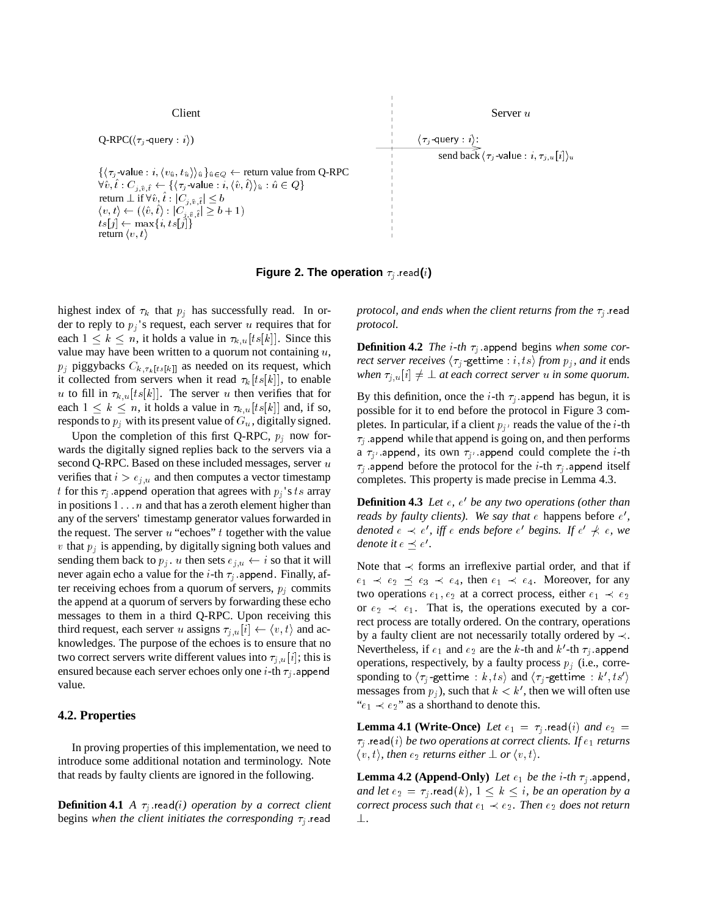Client | Server $u$
---|---
Q-RPC($\langle \tau_j\text{-query} : i\rangle$) | $\langle \tau_j\text{-query} : i\rangle$: send back $\langle \tau_j\text{-value} : i, \tau_{j,u}[i]\rangle_u$
$\{\langle \tau_j\text{-value} : i, \langle v_{\hat{u}}, t_{\hat{u}}\rangle\rangle_{\hat{u}}\}_{\hat{u}\in Q} \leftarrow$ return value from Q-RPC | 
$\forall \hat{v}, \hat{t} : C_{j,\hat{v},\hat{t}} \leftarrow \{\langle \tau_j\text{-value} : i, \langle \hat{v}, \hat{t}\rangle\rangle_{\hat{u}} : \hat{u} \in Q\}$ | 
return $\perp$ if $\forall \hat{v}, \hat{t} : \lvert C_{j,\hat{v},\hat{t}}\rvert \le b$ | 
$\langle v, t\rangle \leftarrow (\langle \hat{v}, \hat{t}\rangle : \lvert C_{j,\hat{v},\hat{t}}\rvert \ge b+1)$ | 
$ts[j] \leftarrow \max\{i, ts[j]\}$ | 
return $\langle v, t\rangle$ | 

**Figure 2. The operation $\tau_j$.read($i$)**

highest index of $\tau_k$ that $p_j$ has successfully read. In order to reply to $p_j$'s request, each server $u$ requires that for each $1 \le k \le n$, it holds a value in $\tau_{k,u}[ts[k]]$. Since this value may have been written to a quorum not containing $u$, $p_j$ piggybacks $C_{k,\tau_k[ts[k]]}$ as needed on its request, which it collected from servers when it read $\tau_k[ts[k]]$, to enable $u$ to fill in $\tau_{k,u}[ts[k]]$. The server $u$ then verifies that for each $1 \le k \le n$, it holds a value in $\tau_{k,u}[ts[k]]$ and, if so, responds to $p_j$ with its present value of $G_u$, digitally signed.

Upon the completion of this first Q-RPC, $p_j$ now forwards the digitally signed replies back to the servers via a second Q-RPC. Based on these included messages, server $u$ verifies that $i > e_{j,u}$ and then computes a vector timestamp $t$ for this $\tau_j$.append operation that agrees with $p_j$'s $ts$ array in positions $1 \ldots n$ and that has a zeroth element higher than any of the servers' timestamp generator values forwarded in the request. The server $u$ "echoes" $t$ together with the value $v$ that $p_j$ is appending, by digitally signing both values and sending them back to $p_j$. $u$ then sets $e_{j,u} \leftarrow i$ so that it will never again echo a value for the $i$-th $\tau_j$.append. Finally, after receiving echoes from a quorum of servers, $p_j$ commits the append at a quorum of servers by forwarding these echo messages to them in a third Q-RPC. Upon receiving this third request, each server $u$ assigns $\tau_{j,u}[i] \leftarrow \langle v, t\rangle$ and acknowledges. The purpose of the echoes is to ensure that no two correct servers write different values into $\tau_{j,u}[i]$; this is ensured because each server echoes only one $i$-th $\tau_j$.append value.

## 4.2. Properties

In proving properties of this implementation, we need to introduce some additional notation and terminology. Note that reads by faulty clients are ignored in the following.

**Definition 4.1** *A $\tau_j$.read($i$) operation by a correct client* begins *when the client initiates the corresponding $\tau_j$.read protocol, and* ends *when the client returns from the $\tau_j$.read protocol.*

**Definition 4.2** *The $i$-th $\tau_j$.append* begins *when some correct server receives $\langle \tau_j\text{-gettime} : i, ts\rangle$ from $p_j$, and it* ends *when $\tau_{j,u}[i] \neq \perp$ at each correct server $u$ in some quorum.*

By this definition, once the $i$-th $\tau_j$.append has begun, it is possible for it to end before the protocol in Figure 3 completes. In particular, if a client $p_{j'}$ reads the value of the $i$-th $\tau_j$.append while that append is going on, and then performs a $\tau_{j'}$.append, its own $\tau_{j'}$.append could complete the $i$-th $\tau_j$.append before the protocol for the $i$-th $\tau_j$.append itself completes. This property is made precise in Lemma 4.3.

**Definition 4.3** *Let $e$, $e'$ be any two operations (other than reads by faulty clients). We say that $e$* happens before *$e'$, denoted $e \prec e'$, iff $e$ ends before $e'$ begins. If $e' \not\prec e$, we denote it $e \preceq e'$.*

Note that $\prec$ forms an irreflexive partial order, and that if $e_1 \prec e_2 \preceq e_3 \prec e_4$, then $e_1 \prec e_4$. Moreover, for any two operations $e_1, e_2$ at a correct process, either $e_1 \prec e_2$ or $e_2 \prec e_1$. That is, the operations executed by a correct process are totally ordered. On the contrary, operations by a faulty client are not necessarily totally ordered by $\prec$. Nevertheless, if $e_1$ and $e_2$ are the $k$-th and $k'$-th $\tau_j$.append operations, respectively, by a faulty process $p_j$ (i.e., corresponding to $\langle \tau_j\text{-gettime} : k, ts\rangle$ and $\langle \tau_j\text{-gettime} : k', ts'\rangle$ messages from $p_j$), such that $k < k'$, then we will often use "$e_1 \prec e_2$" as a shorthand to denote this.

**Lemma 4.1 (Write-Once)** *Let $e_1 = \tau_j$.read($i$) and $e_2 = \tau_j$.read($i$) be two operations at correct clients. If $e_1$ returns $\langle v, t\rangle$, then $e_2$ returns either $\perp$ or $\langle v, t\rangle$.*

**Lemma 4.2 (Append-Only)** *Let $e_1$ be the $i$-th $\tau_j$.append, and let $e_2 = \tau_j$.read($k$), $1 \le k \le i$, be an operation by a correct process such that $e_1 \prec e_2$. Then $e_2$ does not return $\perp$.*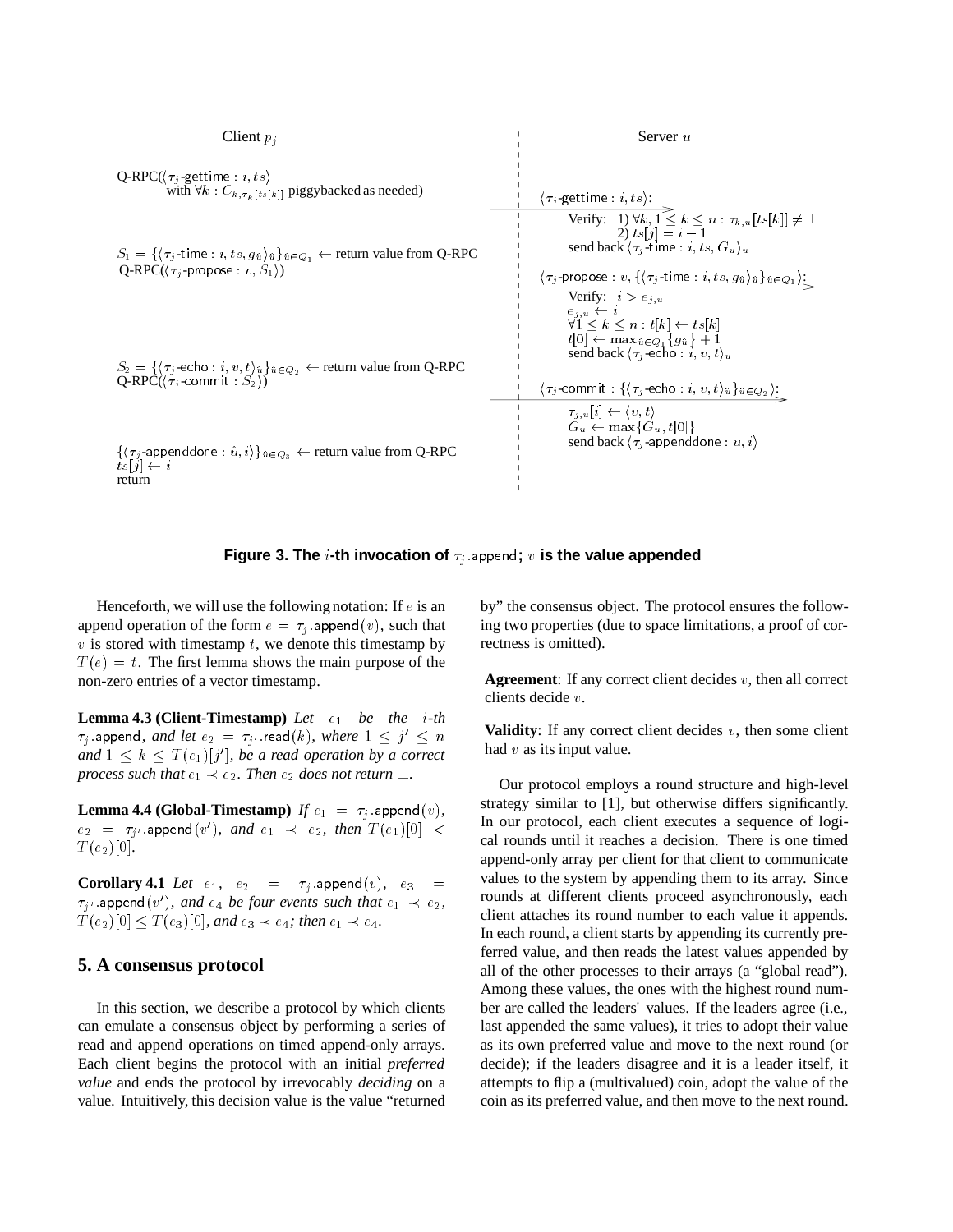| Client $p_j$ | Server $u$ |
|---|---|
| Q-RPC($\langle \tau_j\text{-gettime} : i, ts\rangle$ with $\forall k : C_{k,\tau_k[ts[k]]}$ piggybacked as needed) | |
| | $\langle \tau_j\text{-gettime} : i, ts\rangle$: Verify: 1) $\forall k, 1 \leq k \leq n : \tau_{k,u}[ts[k]] \neq \bot$ 2) $ts[j] = i - 1$; send back $\langle \tau_j\text{-time} : i, ts, G_u\rangle_u$ |
| $S_1 = \{\langle \tau_j\text{-time} : i, ts, g_{\hat{u}}\rangle_{\hat{u}}\}_{\hat{u} \in Q_1} \leftarrow$ return value from Q-RPC; Q-RPC($\langle \tau_j\text{-propose} : v, S_1\rangle$) | |
| | $\langle \tau_j\text{-propose} : v, \{\langle \tau_j\text{-time} : i, ts, g_{\hat{u}}\rangle_{\hat{u}}\}_{\hat{u} \in Q_1}\rangle$: Verify: $i > e_{j,u}$; $e_{j,u} \leftarrow i$; $\forall 1 \leq k \leq n : t[k] \leftarrow ts[k]$; $t[0] \leftarrow \max_{\hat{u} \in Q_1}\{g_{\hat{u}}\} + 1$; send back $\langle \tau_j\text{-echo} : i, v, t\rangle_u$ |
| $S_2 = \{\langle \tau_j\text{-echo} : i, v, t\rangle_{\hat{u}}\}_{\hat{u} \in Q_2} \leftarrow$ return value from Q-RPC; Q-RPC($\langle \tau_j\text{-commit} : S_2\rangle$) | |
| | $\langle \tau_j\text{-commit} : \{\langle \tau_j\text{-echo} : i, v, t\rangle_{\hat{u}}\}_{\hat{u} \in Q_2}\rangle$: $\tau_{j,u}[i] \leftarrow \langle v, t\rangle$; $G_u \leftarrow \max\{G_u, t[0]\}$; send back $\langle \tau_j\text{-appenddone} : u, i\rangle$ |
| $\{\langle \tau_j\text{-appenddone} : \hat{u}, i\rangle\}_{\hat{u} \in Q_3} \leftarrow$ return value from Q-RPC; $ts[j] \leftarrow i$; return | |

**Figure 3. The $i$-th invocation of $\tau_j.\mathsf{append}$; $v$ is the value appended**

Henceforth, we will use the following notation: If $e$ is an append operation of the form $e = \tau_j.\mathsf{append}(v)$, such that $v$ is stored with timestamp $t$, we denote this timestamp by $T(e) = t$. The first lemma shows the main purpose of the non-zero entries of a vector timestamp.

**Lemma 4.3 (Client-Timestamp)** *Let $e_1$ be the $i$-th $\tau_j.\mathsf{append}$, and let $e_2 = \tau_{j'}.\mathsf{read}(k)$, where $1 \leq j' \leq n$ and $1 \leq k \leq T(e_1)[j']$, be a read operation by a correct process such that $e_1 \prec e_2$. Then $e_2$ does not return $\bot$.*

**Lemma 4.4 (Global-Timestamp)** *If $e_1 = \tau_j.\mathsf{append}(v)$, $e_2 = \tau_{j'}.\mathsf{append}(v')$, and $e_1 \prec e_2$, then $T(e_1)[0] < T(e_2)[0]$.*

**Corollary 4.1** *Let $e_1$, $e_2 = \tau_j.\mathsf{append}(v)$, $e_3 = \tau_{j'}.\mathsf{append}(v')$, and $e_4$ be four events such that $e_1 \prec e_2$, $T(e_2)[0] \leq T(e_3)[0]$, and $e_3 \prec e_4$; then $e_1 \prec e_4$.*

## 5. A consensus protocol

In this section, we describe a protocol by which clients can emulate a consensus object by performing a series of read and append operations on timed append-only arrays. Each client begins the protocol with an initial *preferred value* and ends the protocol by irrevocably *deciding* on a value. Intuitively, this decision value is the value "returned by" the consensus object. The protocol ensures the following two properties (due to space limitations, a proof of correctness is omitted).

**Agreement**: If any correct client decides $v$, then all correct clients decide $v$.

**Validity**: If any correct client decides $v$, then some client had $v$ as its input value.

Our protocol employs a round structure and high-level strategy similar to [1], but otherwise differs significantly. In our protocol, each client executes a sequence of logical rounds until it reaches a decision. There is one timed append-only array per client for that client to communicate values to the system by appending them to its array. Since rounds at different clients proceed asynchronously, each client attaches its round number to each value it appends. In each round, a client starts by appending its currently preferred value, and then reads the latest values appended by all of the other processes to their arrays (a "global read"). Among these values, the ones with the highest round number are called the leaders' values. If the leaders agree (i.e., last appended the same values), it tries to adopt their value as its own preferred value and move to the next round (or decide); if the leaders disagree and it is a leader itself, it attempts to flip a (multivalued) coin, adopt the value of the coin as its preferred value, and then move to the next round.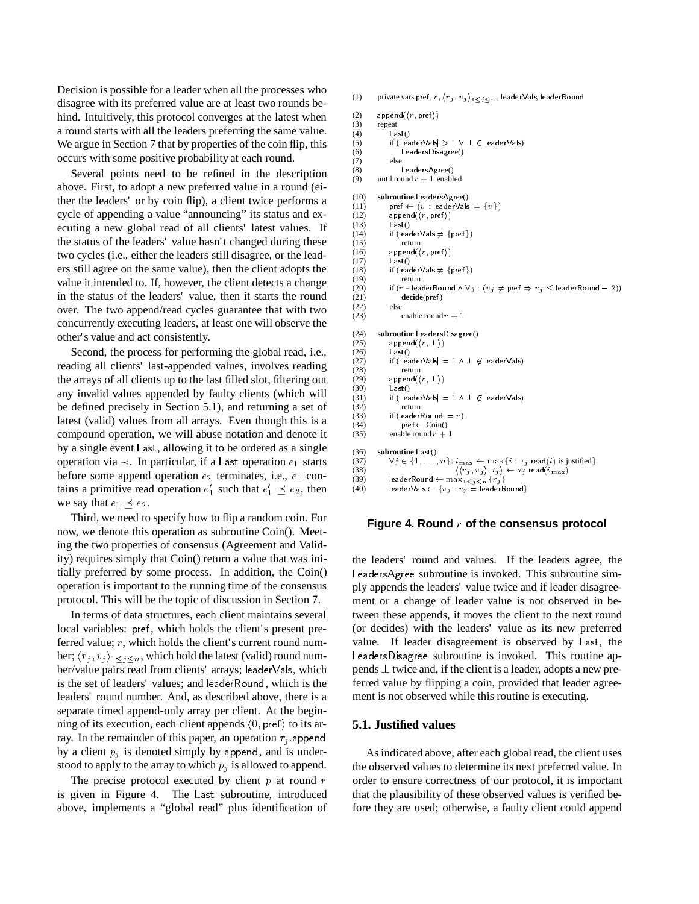Decision is possible for a leader when all the processes who disagree with its preferred value are at least two rounds behind. Intuitively, this protocol converges at the latest when a round starts with all the leaders preferring the same value. We argue in Section 7 that by properties of the coin flip, this occurs with some positive probability at each round.

Several points need to be refined in the description above. First, to adopt a new preferred value in a round (either the leaders' or by coin flip), a client twice performs a cycle of appending a value "announcing" its status and executing a new global read of all clients' latest values. If the status of the leaders' value hasn't changed during these two cycles (i.e., either the leaders still disagree, or the leaders still agree on the same value), then the client adopts the value it intended to. If, however, the client detects a change in the status of the leaders' value, then it starts the round over. The two append/read cycles guarantee that with two concurrently executing leaders, at least one will observe the other's value and act consistently.

Second, the process for performing the global read, i.e., reading all clients' last-appended values, involves reading the arrays of all clients up to the last filled slot, filtering out any invalid values appended by faulty clients (which will be defined precisely in Section 5.1), and returning a set of latest (valid) values from all arrays. Even though this is a compound operation, we will abuse notation and denote it by a single event Last, allowing it to be ordered as a single operation via $\prec$. In particular, if a Last operation $e_1$ starts before some append operation $e_2$ terminates, i.e., $e_1$ contains a primitive read operation $e_1'$ such that $e_1' \preceq e_2$, then we say that $e_1 \preceq e_2$.

Third, we need to specify how to flip a random coin. For now, we denote this operation as subroutine Coin(). Meeting the two properties of consensus (Agreement and Validity) requires simply that Coin() return a value that was initially preferred by some process. In addition, the Coin() operation is important to the running time of the consensus protocol. This will be the topic of discussion in Section 7.

In terms of data structures, each client maintains several local variables: pref, which holds the client's present preferred value; $r$, which holds the client's current round number; $\langle r_j, v_j \rangle_{1 \le j \le n}$, which hold the latest (valid) round number/value pairs read from clients' arrays; leaderVals, which is the set of leaders' values; and leaderRound, which is the leaders' round number. And, as described above, there is a separate timed append-only array per client. At the beginning of its execution, each client appends $\langle 0, \mathsf{pref} \rangle$ to its array. In the remainder of this paper, an operation $\tau_j$.append by a client $p_j$ is denoted simply by append, and is understood to apply to the array to which $p_j$ is allowed to append.

The precise protocol executed by client $p$ at round $r$ is given in Figure 4. The Last subroutine, introduced above, implements a "global read" plus identification of the leaders' round and values. If the leaders agree, the LeadersAgree subroutine is invoked. This subroutine simply appends the leaders' value twice and if leader disagreement or a change of leader value is not observed in between these appends, it moves the client to the next round (or decides) with the leaders' value as its new preferred value. If leader disagreement is observed by Last, the LeadersDisagree subroutine is invoked. This routine appends $\perp$ twice and, if the client is a leader, adopts a new preferred value by flipping a coin, provided that leader agreement is not observed while this routine is executing.

```
(1)  private vars pref, r, ⟨r_j, v_j⟩_{1≤j≤n}, leaderVals, leaderRound

(2)  append(⟨r, pref⟩)
(3)  repeat
(4)      Last()
(5)      if (|leaderVals| > 1 ∨ ⊥ ∈ leaderVals)
(6)          LeadersDisagree()
(7)      else
(8)          LeadersAgree()
(9)  until round r + 1 enabled

(10) subroutine LeadersAgree()
(11)     pref ← (v : leaderVals = {v})
(12)     append(⟨r, pref⟩)
(13)     Last()
(14)     if (leaderVals ≠ {pref})
(15)         return
(16)     append(⟨r, pref⟩)
(17)     Last()
(18)     if (leaderVals ≠ {pref})
(19)         return
(20)     if (r = leaderRound ∧ ∀j : (v_j ≠ pref ⇒ r_j ≤ leaderRound − 2))
(21)         decide(pref)
(22)     else
(23)         enable round r + 1

(24) subroutine LeadersDisagree()
(25)     append(⟨r, ⊥⟩)
(26)     Last()
(27)     if (|leaderVals| = 1 ∧ ⊥ ∉ leaderVals)
(28)         return
(29)     append(⟨r, ⊥⟩)
(30)     Last()
(31)     if (|leaderVals| = 1 ∧ ⊥ ∉ leaderVals)
(32)         return
(33)     if (leaderRound = r)
(34)         pref ← Coin()
(35)     enable round r + 1

(36) subroutine Last()
(37)     ∀j ∈ {1, ..., n}: i_max ← max{i : τ_j.read(i) is justified}
(38)                       ⟨⟨r_j, v_j⟩, t_j⟩ ← τ_j.read(i_max)
(39)     leaderRound ← max_{1≤j≤n} {r_j}
(40)     leaderVals ← {v_j : r_j = leaderRound}
```

**Figure 4. Round $r$ of the consensus protocol**

## 5.1. Justified values

As indicated above, after each global read, the client uses the observed values to determine its next preferred value. In order to ensure correctness of our protocol, it is important that the plausibility of these observed values is verified before they are used; otherwise, a faulty client could append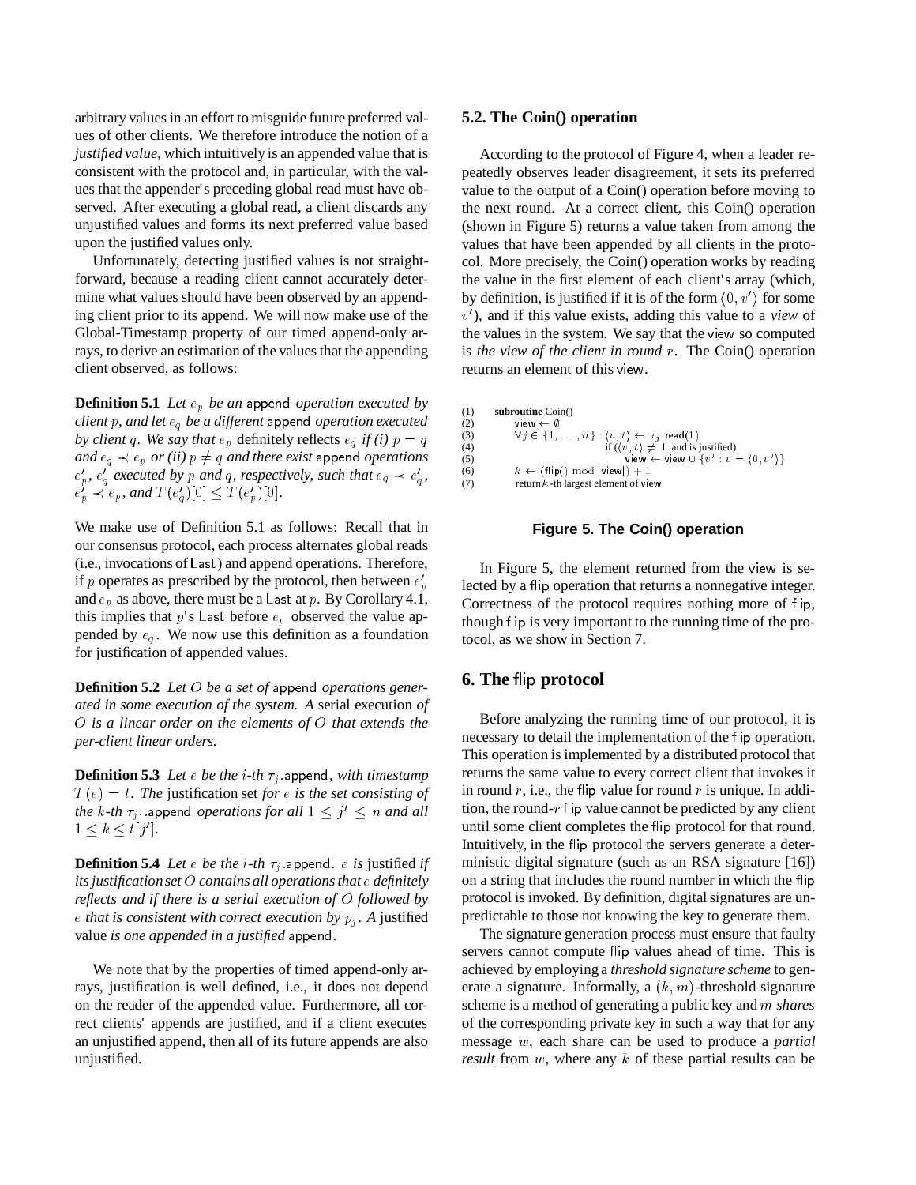arbitrary values in an effort to misguide future preferred values of other clients. We therefore introduce the notion of a *justified value*, which intuitively is an appended value that is consistent with the protocol and, in particular, with the values that the appender's preceding global read must have observed. After executing a global read, a client discards any unjustified values and forms its next preferred value based upon the justified values only.

Unfortunately, detecting justified values is not straightforward, because a reading client cannot accurately determine what values should have been observed by an appending client prior to its append. We will now make use of the Global-Timestamp property of our timed append-only arrays, to derive an estimation of the values that the appending client observed, as follows:

**Definition 5.1** *Let $e_p$ be an* append *operation executed by client $p$, and let $e_q$ be a different* append *operation executed by client $q$. We say that $e_p$* definitely reflects *$e_q$ if (i) $p = q$ and $e_q \prec e_p$ or (ii) $p \neq q$ and there exist* append *operations $e'_p$, $e'_q$ executed by $p$ and $q$, respectively, such that $e_q \prec e'_q$, $e'_p \prec e_p$, and $T(e'_q)[0] \leq T(e'_p)[0]$.*

We make use of Definition 5.1 as follows: Recall that in our consensus protocol, each process alternates global reads (i.e., invocations of Last) and append operations. Therefore, if $p$ operates as prescribed by the protocol, then between $e'_p$ and $e_p$ as above, there must be a Last at $p$. By Corollary 4.1, this implies that $p$'s Last before $e_p$ observed the value appended by $e_q$. We now use this definition as a foundation for justification of appended values.

**Definition 5.2** *Let $O$ be a set of* append *operations generated in some execution of the system. A* serial execution *of $O$ is a linear order on the elements of $O$ that extends the per-client linear orders.*

**Definition 5.3** *Let $e$ be the $i$-th $\tau_j$.append, with timestamp $T(e) = t$. The* justification set *for $e$ is the set consisting of the $k$-th $\tau_{j'}$.append operations for all $1 \leq j' \leq n$ and all $1 \leq k \leq t[j']$.*

**Definition 5.4** *Let $e$ be the $i$-th $\tau_j$.append. $e$ is* justified *if its justification set $O$ contains all operations that $e$ definitely reflects and if there is a serial execution of $O$ followed by $e$ that is consistent with correct execution by $p_j$. A* justified value *is one appended in a justified* append.

We note that by the properties of timed append-only arrays, justification is well defined, i.e., it does not depend on the reader of the appended value. Furthermore, all correct clients' appends are justified, and if a client executes an unjustified append, then all of its future appends are also unjustified.

## 5.2. The Coin() operation

According to the protocol of Figure 4, when a leader repeatedly observes leader disagreement, it sets its preferred value to the output of a Coin() operation before moving to the next round. At a correct client, this Coin() operation (shown in Figure 5) returns a value taken from among the values that have been appended by all clients in the protocol. More precisely, the Coin() operation works by reading the value in the first element of each client's array (which, by definition, is justified if it is of the form $\langle 0, v' \rangle$ for some $v'$), and if this value exists, adding this value to a *view* of the values in the system. We say that the view so computed is *the view of the client in round $r$*. The Coin() operation returns an element of this view.

```
(1)   subroutine Coin()
(2)       view ← ∅
(3)       ∀j ∈ {1,...,n} : ⟨v,t⟩ ← τ_j.read(1)
(4)                  if (⟨v,t⟩ ≠ ⊥ and is justified)
(5)                       view ← view ∪ {v' : v = ⟨0,v'⟩}
(6)       k ← (flip() mod |view|) + 1
(7)       return k-th largest element of view
```

**Figure 5. The Coin() operation**

In Figure 5, the element returned from the view is selected by a flip operation that returns a nonnegative integer. Correctness of the protocol requires nothing more of flip, though flip is very important to the running time of the protocol, as we show in Section 7.

## 6. The flip protocol

Before analyzing the running time of our protocol, it is necessary to detail the implementation of the flip operation. This operation is implemented by a distributed protocol that returns the same value to every correct client that invokes it in round $r$, i.e., the flip value for round $r$ is unique. In addition, the round-$r$ flip value cannot be predicted by any client until some client completes the flip protocol for that round. Intuitively, in the flip protocol the servers generate a deterministic digital signature (such as an RSA signature [16]) on a string that includes the round number in which the flip protocol is invoked. By definition, digital signatures are unpredictable to those not knowing the key to generate them.

The signature generation process must ensure that faulty servers cannot compute flip values ahead of time. This is achieved by employing a *threshold signature scheme* to generate a signature. Informally, a $(k, m)$-threshold signature scheme is a method of generating a public key and $m$ *shares* of the corresponding private key in such a way that for any message $w$, each share can be used to produce a *partial result* from $w$, where any $k$ of these partial results can be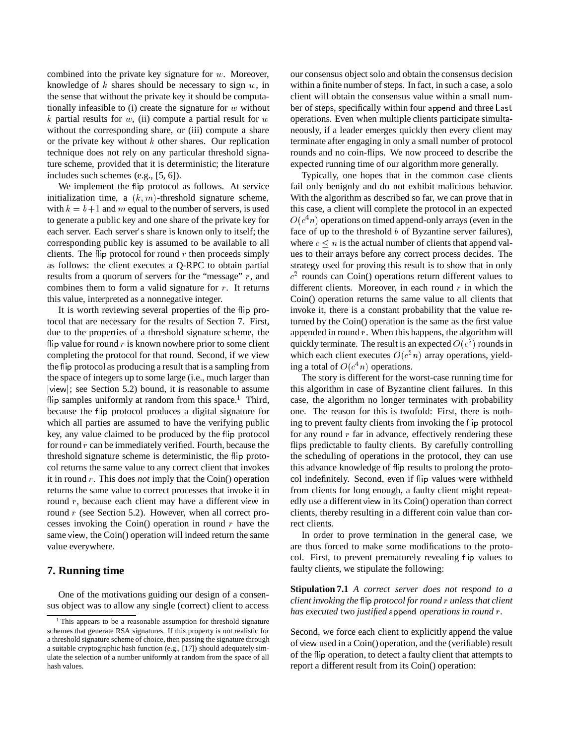combined into the private key signature for $w$. Moreover, knowledge of $k$ shares should be necessary to sign $w$, in the sense that without the private key it should be computationally infeasible to (i) create the signature for $w$ without $k$ partial results for $w$, (ii) compute a partial result for $w$ without the corresponding share, or (iii) compute a share or the private key without $k$ other shares. Our replication technique does not rely on any particular threshold signature scheme, provided that it is deterministic; the literature includes such schemes (e.g., [5, 6]).

We implement the flip protocol as follows. At service initialization time, a $(k, m)$-threshold signature scheme, with $k = b+1$ and $m$ equal to the number of servers, is used to generate a public key and one share of the private key for each server. Each server's share is known only to itself; the corresponding public key is assumed to be available to all clients. The flip protocol for round $r$ then proceeds simply as follows: the client executes a Q-RPC to obtain partial results from a quorum of servers for the "message" $r$, and combines them to form a valid signature for $r$. It returns this value, interpreted as a nonnegative integer.

It is worth reviewing several properties of the flip protocol that are necessary for the results of Section 7. First, due to the properties of a threshold signature scheme, the flip value for round $r$ is known nowhere prior to some client completing the protocol for that round. Second, if we view the flip protocol as producing a result that is a sampling from the space of integers up to some large (i.e., much larger than $|\mathsf{view}|$; see Section 5.2) bound, it is reasonable to assume flip samples uniformly at random from this space.[1] Third, because the flip protocol produces a digital signature for which all parties are assumed to have the verifying public key, any value claimed to be produced by the flip protocol for round $r$ can be immediately verified. Fourth, because the threshold signature scheme is deterministic, the flip protocol returns the same value to any correct client that invokes it in round $r$. This does *not* imply that the Coin() operation returns the same value to correct processes that invoke it in round $r$, because each client may have a different view in round $r$ (see Section 5.2). However, when all correct processes invoking the Coin() operation in round $r$ have the same view, the Coin() operation will indeed return the same value everywhere.

## 7. Running time

One of the motivations guiding our design of a consensus object was to allow any single (correct) client to access our consensus object solo and obtain the consensus decision within a finite number of steps. In fact, in such a case, a solo client will obtain the consensus value within a small number of steps, specifically within four append and three Last operations. Even when multiple clients participate simultaneously, if a leader emerges quickly then every client may terminate after engaging in only a small number of protocol rounds and no coin-flips. We now proceed to describe the expected running time of our algorithm more generally.

Typically, one hopes that in the common case clients fail only benignly and do not exhibit malicious behavior. With the algorithm as described so far, we can prove that in this case, a client will complete the protocol in an expected $O(c^4 n)$ operations on timed append-only arrays (even in the face of up to the threshold $b$ of Byzantine server failures), where $c \leq n$ is the actual number of clients that append values to their arrays before any correct process decides. The strategy used for proving this result is to show that in only $c^2$ rounds can Coin() operations return different values to different clients. Moreover, in each round $r$ in which the Coin() operation returns the same value to all clients that invoke it, there is a constant probability that the value returned by the Coin() operation is the same as the first value appended in round $r$. When this happens, the algorithm will quickly terminate. The result is an expected $O(c^2)$ rounds in which each client executes $O(c^2 n)$ array operations, yielding a total of $O(c^4 n)$ operations.

The story is different for the worst-case running time for this algorithm in case of Byzantine client failures. In this case, the algorithm no longer terminates with probability one. The reason for this is twofold: First, there is nothing to prevent faulty clients from invoking the flip protocol for any round $r$ far in advance, effectively rendering these flips predictable to faulty clients. By carefully controlling the scheduling of operations in the protocol, they can use this advance knowledge of flip results to prolong the protocol indefinitely. Second, even if flip values were withheld from clients for long enough, a faulty client might repeatedly use a different view in its Coin() operation than correct clients, thereby resulting in a different coin value than correct clients.

In order to prove termination in the general case, we are thus forced to make some modifications to the protocol. First, to prevent prematurely revealing flip values to faulty clients, we stipulate the following:

**Stipulation 7.1** *A correct server does not respond to a client invoking the* flip *protocol for round $r$ unless that client has executed* two *justified* append *operations in round $r$.*

Second, we force each client to explicitly append the value of view used in a Coin() operation, and the (verifiable) result of the flip operation, to detect a faulty client that attempts to report a different result from its Coin() operation:

[1] This appears to be a reasonable assumption for threshold signature schemes that generate RSA signatures. If this property is not realistic for a threshold signature scheme of choice, then passing the signature through a suitable cryptographic hash function (e.g., [17]) should adequately simulate the selection of a number uniformly at random from the space of all hash values.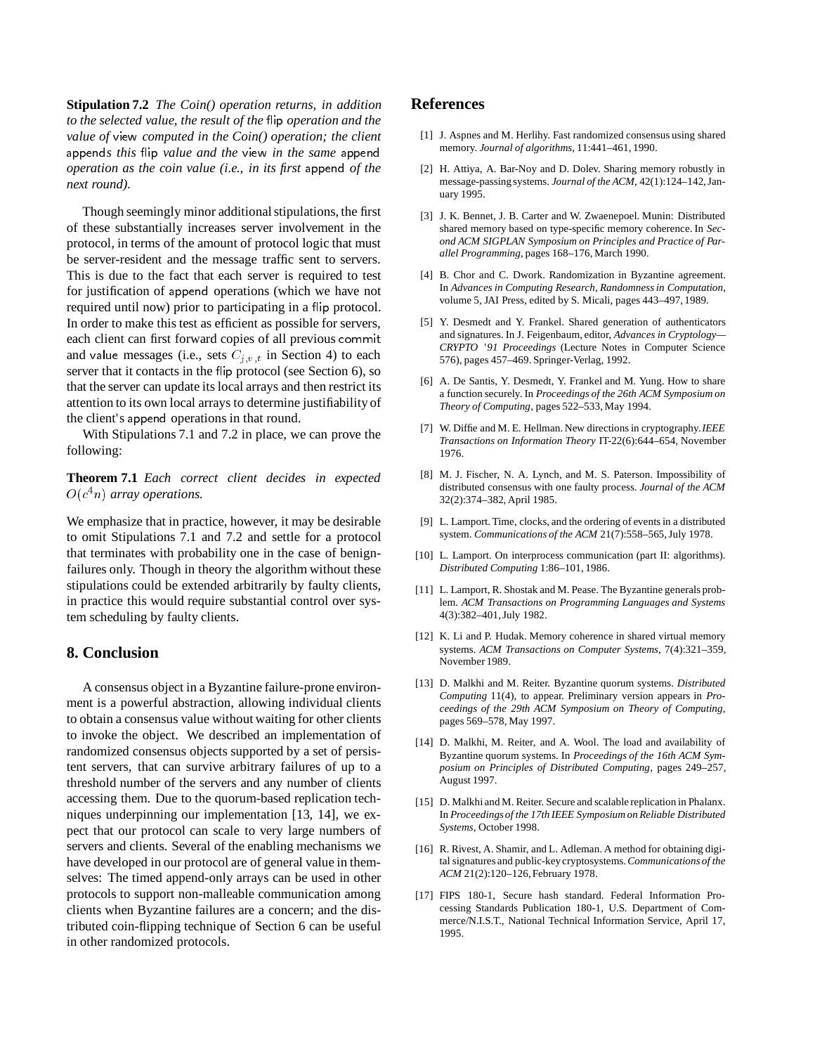**Stipulation 7.2** *The Coin() operation returns, in addition to the selected value, the result of the* flip *operation and the value of* view *computed in the Coin() operation; the client* append*s this* flip *value and the* view *in the same* append *operation as the coin value (i.e., in its first* append *of the next round).*

Though seemingly minor additional stipulations, the first of these substantially increases server involvement in the protocol, in terms of the amount of protocol logic that must be server-resident and the message traffic sent to servers. This is due to the fact that each server is required to test for justification of append operations (which we have not required until now) prior to participating in a flip protocol. In order to make this test as efficient as possible for servers, each client can first forward copies of all previous commit and value messages (i.e., sets $C_{j,v,t}$ in Section 4) to each server that it contacts in the flip protocol (see Section 6), so that the server can update its local arrays and then restrict its attention to its own local arrays to determine justifiability of the client's append operations in that round.

With Stipulations 7.1 and 7.2 in place, we can prove the following:

**Theorem 7.1** *Each correct client decides in expected $O(c^4 n)$ array operations.*

We emphasize that in practice, however, it may be desirable to omit Stipulations 7.1 and 7.2 and settle for a protocol that terminates with probability one in the case of benign-failures only. Though in theory the algorithm without these stipulations could be extended arbitrarily by faulty clients, in practice this would require substantial control over system scheduling by faulty clients.

## 8. Conclusion

A consensus object in a Byzantine failure-prone environment is a powerful abstraction, allowing individual clients to obtain a consensus value without waiting for other clients to invoke the object. We described an implementation of randomized consensus objects supported by a set of persistent servers, that can survive arbitrary failures of up to a threshold number of the servers and any number of clients accessing them. Due to the quorum-based replication techniques underpinning our implementation [13, 14], we expect that our protocol can scale to very large numbers of servers and clients. Several of the enabling mechanisms we have developed in our protocol are of general value in themselves: The timed append-only arrays can be used in other protocols to support non-malleable communication among clients when Byzantine failures are a concern; and the distributed coin-flipping technique of Section 6 can be useful in other randomized protocols.

## References

[1] J. Aspnes and M. Herlihy. Fast randomized consensus using shared memory. *Journal of algorithms*, 11:441–461, 1990.

[2] H. Attiya, A. Bar-Noy and D. Dolev. Sharing memory robustly in message-passing systems. *Journal of the ACM*, 42(1):124–142, January 1995.

[3] J. K. Bennet, J. B. Carter and W. Zwaenepoel. Munin: Distributed shared memory based on type-specific memory coherence. In *Second ACM SIGPLAN Symposium on Principles and Practice of Parallel Programming*, pages 168–176, March 1990.

[4] B. Chor and C. Dwork. Randomization in Byzantine agreement. In *Advances in Computing Research, Randomness in Computation*, volume 5, JAI Press, edited by S. Micali, pages 443–497, 1989.

[5] Y. Desmedt and Y. Frankel. Shared generation of authenticators and signatures. In J. Feigenbaum, editor, *Advances in Cryptology—CRYPTO '91 Proceedings* (Lecture Notes in Computer Science 576), pages 457–469. Springer-Verlag, 1992.

[6] A. De Santis, Y. Desmedt, Y. Frankel and M. Yung. How to share a function securely. In *Proceedings of the 26th ACM Symposium on Theory of Computing*, pages 522–533, May 1994.

[7] W. Diffie and M. E. Hellman. New directions in cryptography. *IEEE Transactions on Information Theory* IT-22(6):644–654, November 1976.

[8] M. J. Fischer, N. A. Lynch, and M. S. Paterson. Impossibility of distributed consensus with one faulty process. *Journal of the ACM* 32(2):374–382, April 1985.

[9] L. Lamport. Time, clocks, and the ordering of events in a distributed system. *Communications of the ACM* 21(7):558–565, July 1978.

[10] L. Lamport. On interprocess communication (part II: algorithms). *Distributed Computing* 1:86–101, 1986.

[11] L. Lamport, R. Shostak and M. Pease. The Byzantine generals problem. *ACM Transactions on Programming Languages and Systems* 4(3):382–401, July 1982.

[12] K. Li and P. Hudak. Memory coherence in shared virtual memory systems. *ACM Transactions on Computer Systems*, 7(4):321–359, November 1989.

[13] D. Malkhi and M. Reiter. Byzantine quorum systems. *Distributed Computing* 11(4), to appear. Preliminary version appears in *Proceedings of the 29th ACM Symposium on Theory of Computing*, pages 569–578, May 1997.

[14] D. Malkhi, M. Reiter, and A. Wool. The load and availability of Byzantine quorum systems. In *Proceedings of the 16th ACM Symposium on Principles of Distributed Computing*, pages 249–257, August 1997.

[15] D. Malkhi and M. Reiter. Secure and scalable replication in Phalanx. In *Proceedings of the 17th IEEE Symposium on Reliable Distributed Systems*, October 1998.

[16] R. Rivest, A. Shamir, and L. Adleman. A method for obtaining digital signatures and public-key cryptosystems. *Communications of the ACM* 21(2):120–126, February 1978.

[17] FIPS 180-1, Secure hash standard. Federal Information Processing Standards Publication 180-1, U.S. Department of Commerce/N.I.S.T., National Technical Information Service, April 17, 1995.